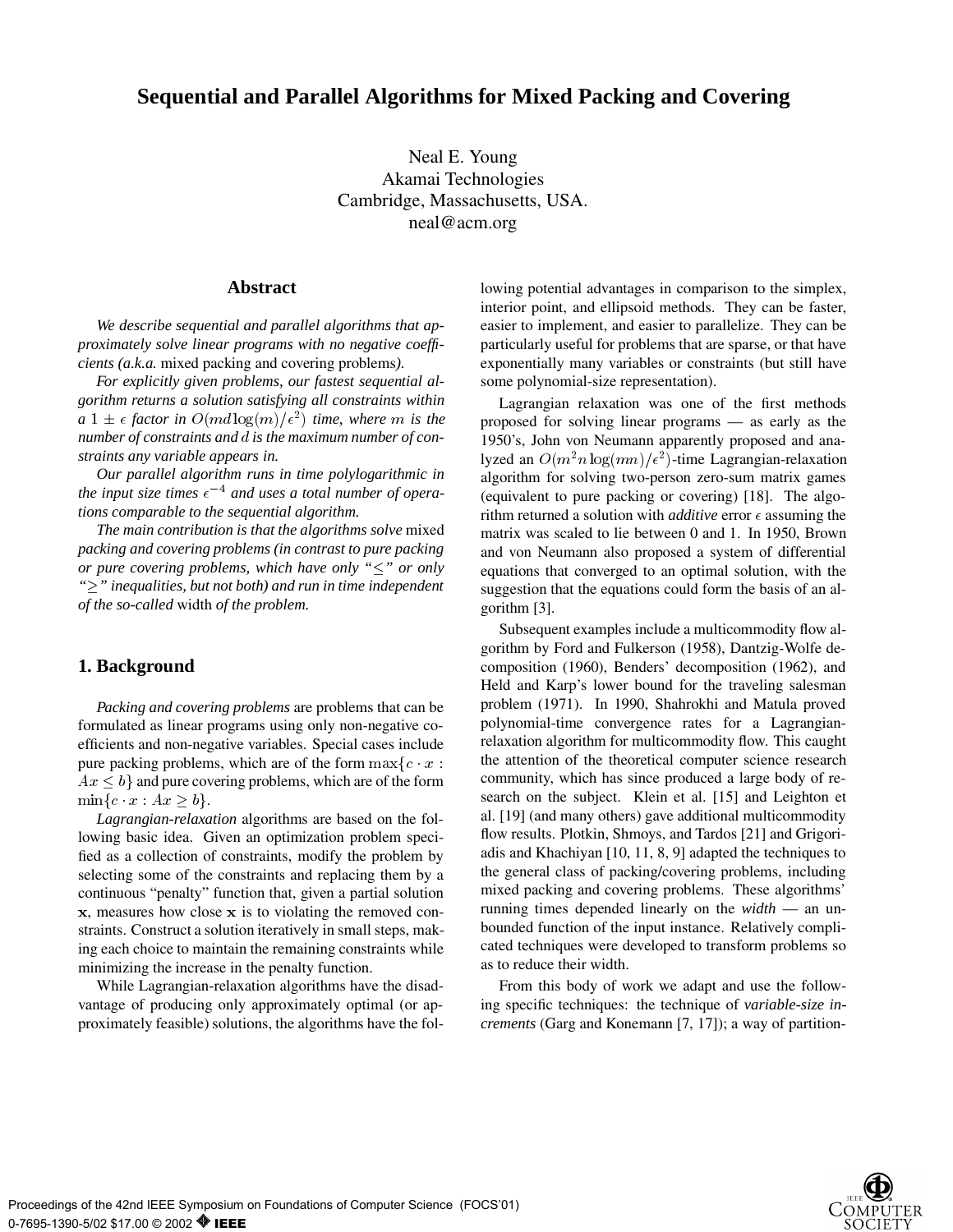# Sequential and Parallel Algorithms for Mixed Packing and Covering

Neal E. Young
Akamai Technologies
Cambridge, Massachusetts, USA.
neal@acm.org

## Abstract

*We describe sequential and parallel algorithms that approximately solve linear programs with no negative coefficients (a.k.a.* mixed packing and covering problems*).*

*For explicitly given problems, our fastest sequential algorithm returns a solution satisfying all constraints within a $1 \pm \epsilon$ factor in $O(md \log(m)/\epsilon^2)$ time, where $m$ is the number of constraints and $d$ is the maximum number of constraints any variable appears in.*

*Our parallel algorithm runs in time polylogarithmic in the input size times $\epsilon^{-4}$ and uses a total number of operations comparable to the sequential algorithm.*

*The main contribution is that the algorithms solve* mixed packing and covering problems *(in contrast to pure packing or pure covering problems, which have only "$\le$" or only "$\ge$" inequalities, but not both) and run in time independent of the so-called* width *of the problem.*

## 1. Background

*Packing and covering problems* are problems that can be formulated as linear programs using only non-negative coefficients and non-negative variables. Special cases include pure packing problems, which are of the form $\max\{c \cdot x : Ax \le b\}$ and pure covering problems, which are of the form $\min\{c \cdot x : Ax \ge b\}$.

*Lagrangian-relaxation* algorithms are based on the following basic idea. Given an optimization problem specified as a collection of constraints, modify the problem by selecting some of the constraints and replacing them by a continuous "penalty" function that, given a partial solution $\mathbf{x}$, measures how close $\mathbf{x}$ is to violating the removed constraints. Construct a solution iteratively in small steps, making each choice to maintain the remaining constraints while minimizing the increase in the penalty function.

While Lagrangian-relaxation algorithms have the disadvantage of producing only approximately optimal (or approximately feasible) solutions, the algorithms have the following potential advantages in comparison to the simplex, interior point, and ellipsoid methods. They can be faster, easier to implement, and easier to parallelize. They can be particularly useful for problems that are sparse, or that have exponentially many variables or constraints (but still have some polynomial-size representation).

Lagrangian relaxation was one of the first methods proposed for solving linear programs — as early as the 1950's, John von Neumann apparently proposed and analyzed an $O(m^2 n \log(mn)/\epsilon^2)$-time Lagrangian-relaxation algorithm for solving two-person zero-sum matrix games (equivalent to pure packing or covering) [18]. The algorithm returned a solution with *additive* error $\epsilon$ assuming the matrix was scaled to lie between 0 and 1. In 1950, Brown and von Neumann also proposed a system of differential equations that converged to an optimal solution, with the suggestion that the equations could form the basis of an algorithm [3].

Subsequent examples include a multicommodity flow algorithm by Ford and Fulkerson (1958), Dantzig-Wolfe decomposition (1960), Benders' decomposition (1962), and Held and Karp's lower bound for the traveling salesman problem (1971). In 1990, Shahrokhi and Matula proved polynomial-time convergence rates for a Lagrangian-relaxation algorithm for multicommodity flow. This caught the attention of the theoretical computer science research community, which has since produced a large body of research on the subject. Klein et al. [15] and Leighton et al. [19] (and many others) gave additional multicommodity flow results. Plotkin, Shmoys, and Tardos [21] and Grigoriadis and Khachiyan [10, 11, 8, 9] adapted the techniques to the general class of packing/covering problems, including mixed packing and covering problems. These algorithms' running times depended linearly on the *width* — an unbounded function of the input instance. Relatively complicated techniques were developed to transform problems so as to reduce their width.

From this body of work we adapt and use the following specific techniques: the technique of *variable-size increments* (Garg and Konemann [7, 17]); a way of partition-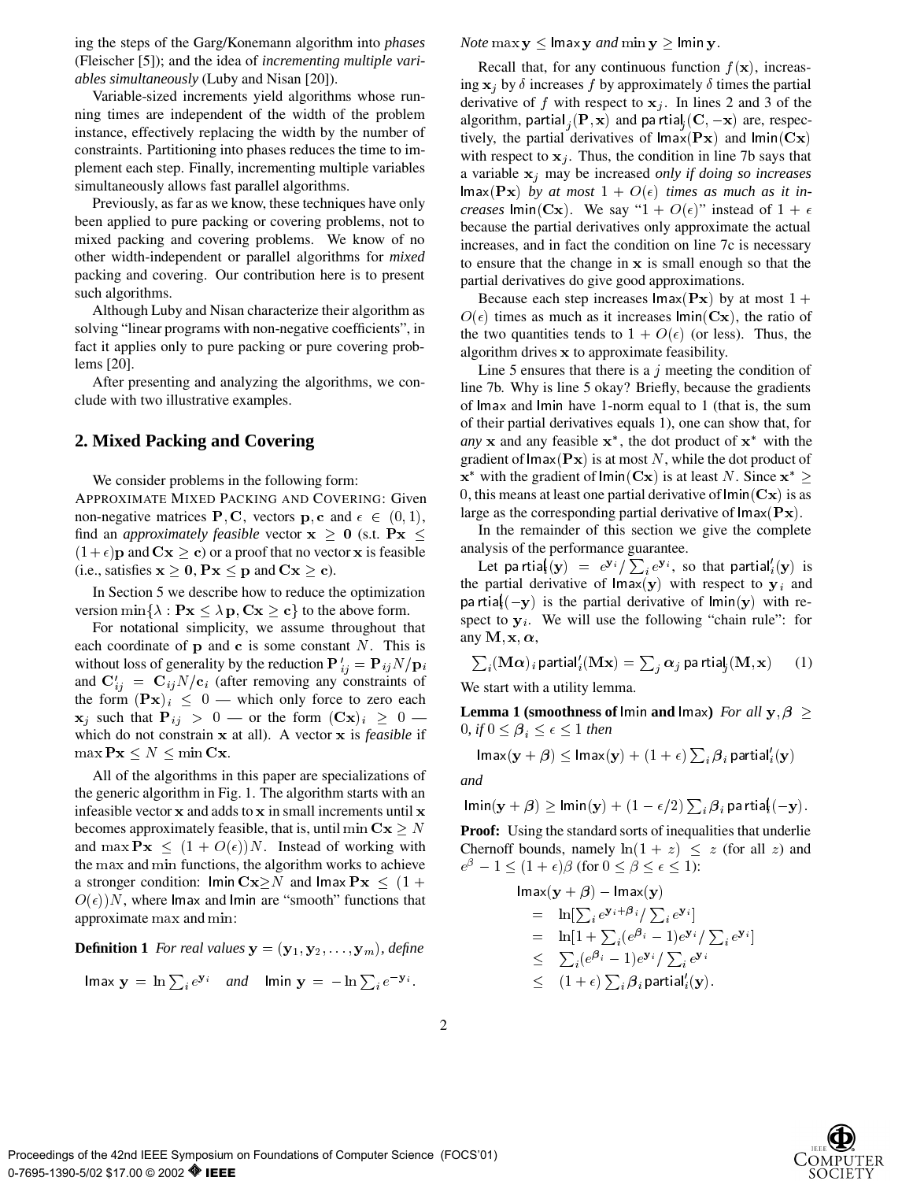ing the steps of the Garg/Konemann algorithm into *phases* (Fleischer [5]); and the idea of *incrementing multiple variables simultaneously* (Luby and Nisan [20]).

Variable-sized increments yield algorithms whose running times are independent of the width of the problem instance, effectively replacing the width by the number of constraints. Partitioning into phases reduces the time to implement each step. Finally, incrementing multiple variables simultaneously allows fast parallel algorithms.

Previously, as far as we know, these techniques have only been applied to pure packing or covering problems, not to mixed packing and covering problems. We know of no other width-independent or parallel algorithms for *mixed* packing and covering. Our contribution here is to present such algorithms.

Although Luby and Nisan characterize their algorithm as solving "linear programs with non-negative coefficients", in fact it applies only to pure packing or pure covering problems [20].

After presenting and analyzing the algorithms, we conclude with two illustrative examples.

## 2. Mixed Packing and Covering

We consider problems in the following form:

APPROXIMATE MIXED PACKING AND COVERING: Given non-negative matrices $\mathbf{P}, \mathbf{C}$, vectors $\mathbf{p}, \mathbf{c}$ and $\epsilon \in (0, 1)$, find an *approximately feasible* vector $\mathbf{x} \geq \mathbf{0}$ (s.t. $\mathbf{Px} \leq (1+\epsilon)\mathbf{p}$ and $\mathbf{Cx} \geq \mathbf{c}$) or a proof that no vector $\mathbf{x}$ is feasible (i.e., satisfies $\mathbf{x} \geq \mathbf{0}$, $\mathbf{Px} \leq \mathbf{p}$ and $\mathbf{Cx} \geq \mathbf{c}$).

In Section 5 we describe how to reduce the optimization version $\min\{\lambda : \mathbf{Px} \leq \lambda\,\mathbf{p}, \mathbf{Cx} \geq \mathbf{c}\}$ to the above form.

For notational simplicity, we assume throughout that each coordinate of $\mathbf{p}$ and $\mathbf{c}$ is some constant $N$. This is without loss of generality by the reduction $\mathbf{P}'_{ij} = \mathbf{P}_{ij}N/\mathbf{p}_i$ and $\mathbf{C}'_{ij} = \mathbf{C}_{ij}N/\mathbf{c}_i$ (after removing any constraints of the form $(\mathbf{Px})_i \leq 0$ — which only force to zero each $\mathbf{x}_j$ such that $\mathbf{P}_{ij} > 0$ — or the form $(\mathbf{Cx})_i \geq 0$ — which do not constrain $\mathbf{x}$ at all). A vector $\mathbf{x}$ is *feasible* if $\max \mathbf{Px} \leq N \leq \min \mathbf{Cx}$.

All of the algorithms in this paper are specializations of the generic algorithm in Fig. 1. The algorithm starts with an infeasible vector $\mathbf{x}$ and adds to $\mathbf{x}$ in small increments until $\mathbf{x}$ becomes approximately feasible, that is, until $\min \mathbf{Cx} \geq N$ and $\max \mathbf{Px} \leq (1 + O(\epsilon))N$. Instead of working with the max and min functions, the algorithm works to achieve a stronger condition: $\mathsf{lmin}\,\mathbf{Cx} \geq N$ and $\mathsf{lmax}\,\mathbf{Px} \leq (1 + O(\epsilon))N$, where lmax and lmin are "smooth" functions that approximate max and min:

**Definition 1** *For real values* $\mathbf{y} = (\mathbf{y}_1, \mathbf{y}_2, \ldots, \mathbf{y}_m)$, *define*

$$\mathsf{lmax}\ \mathbf{y} = \ln \textstyle\sum_i e^{\mathbf{y}_i} \quad \textit{and} \quad \mathsf{lmin}\ \mathbf{y} = -\ln \textstyle\sum_i e^{-\mathbf{y}_i}.$$

*Note* $\max \mathbf{y} \leq \mathsf{lmax}\,\mathbf{y}$ *and* $\min \mathbf{y} \geq \mathsf{lmin}\,\mathbf{y}$.

Recall that, for any continuous function $f(\mathbf{x})$, increasing $\mathbf{x}_j$ by $\delta$ increases $f$ by approximately $\delta$ times the partial derivative of $f$ with respect to $\mathbf{x}_j$. In lines 2 and 3 of the algorithm, $\mathsf{partial}_j(\mathbf{P}, \mathbf{x})$ and $\mathsf{partial}_j(\mathbf{C}, -\mathbf{x})$ are, respectively, the partial derivatives of $\mathsf{lmax}(\mathbf{Px})$ and $\mathsf{lmin}(\mathbf{Cx})$ with respect to $\mathbf{x}_j$. Thus, the condition in line 7b says that a variable $\mathbf{x}_j$ may be increased *only if doing so increases* $\mathsf{lmax}(\mathbf{Px})$ *by at most* $1 + O(\epsilon)$ *times as much as it increases* $\mathsf{lmin}(\mathbf{Cx})$. We say "$1 + O(\epsilon)$" instead of $1 + \epsilon$ because the partial derivatives only approximate the actual increases, and in fact the condition on line 7c is necessary to ensure that the change in $\mathbf{x}$ is small enough so that the partial derivatives do give good approximations.

Because each step increases $\mathsf{lmax}(\mathbf{Px})$ by at most $1 + O(\epsilon)$ times as much as it increases $\mathsf{lmin}(\mathbf{Cx})$, the ratio of the two quantities tends to $1 + O(\epsilon)$ (or less). Thus, the algorithm drives $\mathbf{x}$ to approximate feasibility.

Line 5 ensures that there is a $j$ meeting the condition of line 7b. Why is line 5 okay? Briefly, because the gradients of lmax and lmin have 1-norm equal to 1 (that is, the sum of their partial derivatives equals 1), one can show that, for *any* $\mathbf{x}$ and any feasible $\mathbf{x}^*$, the dot product of $\mathbf{x}^*$ with the gradient of $\mathsf{lmax}(\mathbf{Px})$ is at most $N$, while the dot product of $\mathbf{x}^*$ with the gradient of $\mathsf{lmin}(\mathbf{Cx})$ is at least $N$. Since $\mathbf{x}^* \geq 0$, this means at least one partial derivative of $\mathsf{lmin}(\mathbf{Cx})$ is as large as the corresponding partial derivative of $\mathsf{lmax}(\mathbf{Px})$.

In the remainder of this section we give the complete analysis of the performance guarantee.

Let $\mathsf{partial}'_i(\mathbf{y}) = e^{\mathbf{y}_i}/\sum_i e^{\mathbf{y}_i}$, so that $\mathsf{partial}'_i(\mathbf{y})$ is the partial derivative of $\mathsf{lmax}(\mathbf{y})$ with respect to $\mathbf{y}_i$ and $\mathsf{partial}'_i(-\mathbf{y})$ is the partial derivative of $\mathsf{lmin}(\mathbf{y})$ with respect to $\mathbf{y}_i$. We will use the following "chain rule": for any $\mathbf{M}, \mathbf{x}, \boldsymbol{\alpha}$,

$$\textstyle\sum_i (\mathbf{M}\boldsymbol{\alpha})_i\, \mathsf{partial}'_i(\mathbf{Mx}) = \sum_j \boldsymbol{\alpha}_j\, \mathsf{partial}_j(\mathbf{M}, \mathbf{x}) \qquad (1)$$

We start with a utility lemma.

**Lemma 1 (smoothness of lmin and lmax)** *For all* $\mathbf{y}, \boldsymbol{\beta} \geq 0$, *if* $0 \leq \boldsymbol{\beta}_i \leq \epsilon \leq 1$ *then*

$$\mathsf{lmax}(\mathbf{y} + \boldsymbol{\beta}) \leq \mathsf{lmax}(\mathbf{y}) + (1 + \epsilon) \textstyle\sum_i \boldsymbol{\beta}_i\, \mathsf{partial}'_i(\mathbf{y})$$

*and*

$$\mathsf{lmin}(\mathbf{y} + \boldsymbol{\beta}) \geq \mathsf{lmin}(\mathbf{y}) + (1 - \epsilon/2) \textstyle\sum_i \boldsymbol{\beta}_i\, \mathsf{partial}'_i(-\mathbf{y}).$$

**Proof:** Using the standard sorts of inequalities that underlie Chernoff bounds, namely $\ln(1 + z) \leq z$ (for all $z$) and $e^{\beta} - 1 \leq (1 + \epsilon)\beta$ (for $0 \leq \beta \leq \epsilon \leq 1$):

$$\begin{aligned}
&\mathsf{lmax}(\mathbf{y} + \boldsymbol{\beta}) - \mathsf{lmax}(\mathbf{y}) \\
&\quad = \ln[\textstyle\sum_i e^{\mathbf{y}_i + \boldsymbol{\beta}_i} / \sum_i e^{\mathbf{y}_i}] \\
&\quad = \ln[1 + \textstyle\sum_i (e^{\boldsymbol{\beta}_i} - 1)e^{\mathbf{y}_i} / \sum_i e^{\mathbf{y}_i}] \\
&\quad \leq \textstyle\sum_i (e^{\boldsymbol{\beta}_i} - 1)e^{\mathbf{y}_i} / \sum_i e^{\mathbf{y}_i} \\
&\quad \leq (1 + \epsilon) \textstyle\sum_i \boldsymbol{\beta}_i\, \mathsf{partial}'_i(\mathbf{y}).
\end{aligned}$$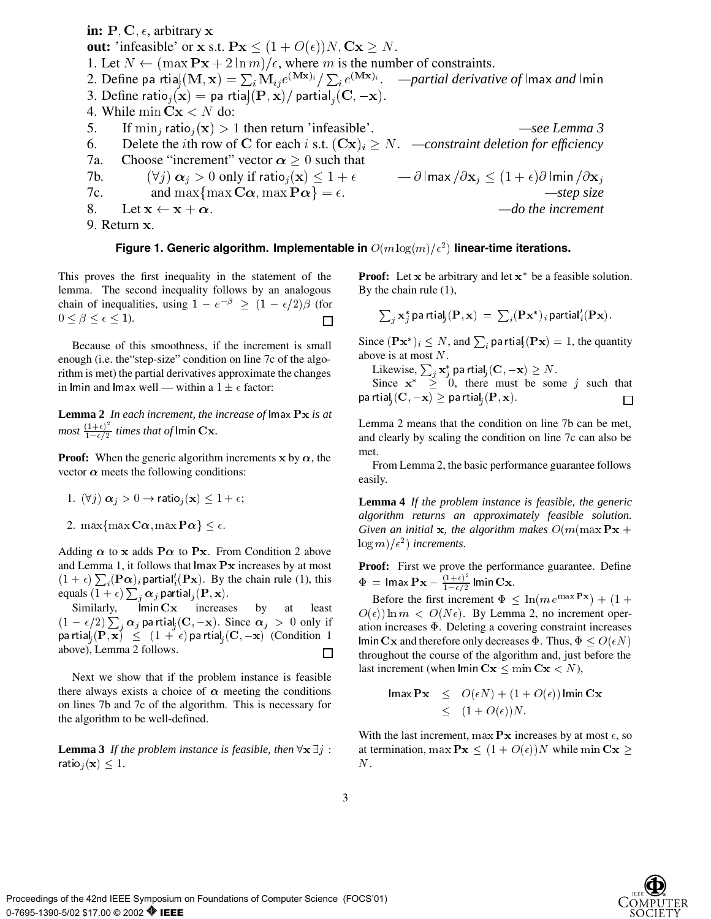**in:** $\mathbf{P}, \mathbf{C}, \epsilon$, arbitrary $\mathbf{x}$

**out:** 'infeasible' or $\mathbf{x}$ s.t. $\mathbf{Px} \leq (1+O(\epsilon))N, \mathbf{Cx} \geq N$.

1. Let $N \leftarrow (\max \mathbf{Px} + 2\ln m)/\epsilon$, where $m$ is the number of constraints.
2. Define $\mathsf{partial}_j(\mathbf{M}, \mathbf{x}) = \sum_i \mathbf{M}_{ij} e^{(\mathbf{Mx})_i} / \sum_i e^{(\mathbf{Mx})_i}$. *—partial derivative of* $\mathsf{lmax}$ *and* $\mathsf{lmin}$
3. Define $\mathsf{ratio}_j(\mathbf{x}) = \mathsf{partial}_j(\mathbf{P}, \mathbf{x}) / \mathsf{partial}_j(\mathbf{C}, -\mathbf{x})$.
4. While $\min \mathbf{Cx} < N$ do:
5. If $\min_j \mathsf{ratio}_j(\mathbf{x}) > 1$ then return 'infeasible'. *—see Lemma 3*
6. Delete the $i$th row of $\mathbf{C}$ for each $i$ s.t. $(\mathbf{Cx})_i \geq N$. *—constraint deletion for efficiency*

7a. Choose "increment" vector $\boldsymbol{\alpha} \geq 0$ such that

7b. $(\forall j)\ \boldsymbol{\alpha}_j > 0$ only if $\mathsf{ratio}_j(\mathbf{x}) \leq 1+\epsilon$ — $\partial \,\mathsf{lmax} / \partial \mathbf{x}_j \leq (1+\epsilon) \partial \,\mathsf{lmin} / \partial \mathbf{x}_j$

7c. and $\max\{\max \mathbf{C}\boldsymbol{\alpha}, \max \mathbf{P}\boldsymbol{\alpha}\} = \epsilon$. *—step size*

8. Let $\mathbf{x} \leftarrow \mathbf{x} + \boldsymbol{\alpha}$. *—do the increment*
9. Return $\mathbf{x}$.

**Figure 1. Generic algorithm. Implementable in $O(m \log(m)/\epsilon^2)$ linear-time iterations.**

This proves the first inequality in the statement of the lemma. The second inequality follows by an analogous chain of inequalities, using $1 - e^{-\beta} \geq (1-\epsilon/2)\beta$ (for $0 \leq \beta \leq \epsilon \leq 1$). □

Because of this smoothness, if the increment is small enough (i.e. the "step-size" condition on line 7c of the algorithm is met) the partial derivatives approximate the changes in $\mathsf{lmin}$ and $\mathsf{lmax}$ well — within a $1 \pm \epsilon$ factor:

**Lemma 2** *In each increment, the increase of* $\mathsf{lmax}\,\mathbf{Px}$ *is at most* $\frac{(1+\epsilon)^2}{1-\epsilon/2}$ *times that of* $\mathsf{lmin}\,\mathbf{Cx}$.

**Proof:** When the generic algorithm increments $\mathbf{x}$ by $\boldsymbol{\alpha}$, the vector $\boldsymbol{\alpha}$ meets the following conditions:

1. $(\forall j)\ \boldsymbol{\alpha}_j > 0 \rightarrow \mathsf{ratio}_j(\mathbf{x}) \leq 1+\epsilon$;
2. $\max\{\max \mathbf{C}\boldsymbol{\alpha}, \max \mathbf{P}\boldsymbol{\alpha}\} \leq \epsilon$.

Adding $\boldsymbol{\alpha}$ to $\mathbf{x}$ adds $\mathbf{P}\boldsymbol{\alpha}$ to $\mathbf{Px}$. From Condition 2 above and Lemma 1, it follows that $\mathsf{lmax}\,\mathbf{Px}$ increases by at most $(1+\epsilon)\sum_i (\mathbf{P}\boldsymbol{\alpha})_i \mathsf{partial}'_i(\mathbf{Px})$. By the chain rule (1), this equals $(1+\epsilon)\sum_j \boldsymbol{\alpha}_j \mathsf{partial}_j(\mathbf{P}, \mathbf{x})$.

Similarly, $\mathsf{lmin}\,\mathbf{Cx}$ increases by at least $(1-\epsilon/2)\sum_j \boldsymbol{\alpha}_j \mathsf{partial}_j(\mathbf{C}, -\mathbf{x})$. Since $\boldsymbol{\alpha}_j > 0$ only if $\mathsf{partial}_j(\mathbf{P}, \mathbf{x}) \leq (1+\epsilon)\mathsf{partial}_j(\mathbf{C}, -\mathbf{x})$ (Condition 1 above), Lemma 2 follows. □

Next we show that if the problem instance is feasible there always exists a choice of $\boldsymbol{\alpha}$ meeting the conditions on lines 7b and 7c of the algorithm. This is necessary for the algorithm to be well-defined.

**Lemma 3** *If the problem instance is feasible, then* $\forall \mathbf{x}\, \exists j$ : $\mathsf{ratio}_j(\mathbf{x}) \leq 1$.

**Proof:** Let $\mathbf{x}$ be arbitrary and let $\mathbf{x}^*$ be a feasible solution. By the chain rule (1),

$$\textstyle\sum_j \mathbf{x}^*_j \,\mathsf{partial}_j(\mathbf{P}, \mathbf{x}) = \sum_i (\mathbf{Px}^*)_i \,\mathsf{partial}'_i(\mathbf{Px}).$$

Since $(\mathbf{Px}^*)_i \leq N$, and $\sum_i \mathsf{partial}'_i(\mathbf{Px}) = 1$, the quantity above is at most $N$.

Likewise, $\sum_j \mathbf{x}^*_j \,\mathsf{partial}_j(\mathbf{C}, -\mathbf{x}) \geq N$.

Since $\mathbf{x}^* \geq 0$, there must be some $j$ such that $\mathsf{partial}_j(\mathbf{C}, -\mathbf{x}) \geq \mathsf{partial}_j(\mathbf{P}, \mathbf{x})$. □

Lemma 2 means that the condition on line 7b can be met, and clearly by scaling the condition on line 7c can also be met.

From Lemma 2, the basic performance guarantee follows easily.

**Lemma 4** *If the problem instance is feasible, the generic algorithm returns an approximately feasible solution. Given an initial* $\mathbf{x}$*, the algorithm makes* $O(m(\max \mathbf{Px} + \log m)/\epsilon^2)$ *increments.*

**Proof:** First we prove the performance guarantee. Define $\Phi = \mathsf{lmax}\,\mathbf{Px} - \frac{(1+\epsilon)^2}{1-\epsilon/2}\mathsf{lmin}\,\mathbf{Cx}$.

Before the first increment $\Phi \leq \ln(m\, e^{\max \mathbf{Px}}) + (1+O(\epsilon))\ln m < O(N\epsilon)$. By Lemma 2, no increment operation increases $\Phi$. Deleting a covering constraint increases $\mathsf{lmin}\,\mathbf{Cx}$ and therefore only decreases $\Phi$. Thus, $\Phi \leq O(\epsilon N)$ throughout the course of the algorithm and, just before the last increment (when $\mathsf{lmin}\,\mathbf{Cx} \leq \min \mathbf{Cx} < N$),

$$\begin{aligned} \mathsf{lmax}\,\mathbf{Px} &\leq O(\epsilon N) + (1+O(\epsilon))\,\mathsf{lmin}\,\mathbf{Cx} \\ &\leq (1+O(\epsilon))N. \end{aligned}$$

With the last increment, $\max \mathbf{Px}$ increases by at most $\epsilon$, so at termination, $\max \mathbf{Px} \leq (1+O(\epsilon))N$ while $\min \mathbf{Cx} \geq N$.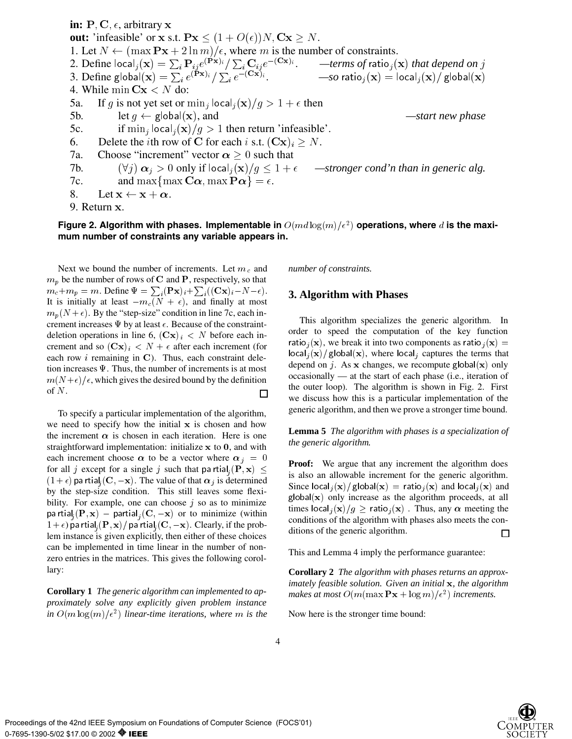**in:** $\mathbf{P}, \mathbf{C}, \epsilon$, arbitrary $\mathbf{x}$

**out:** 'infeasible' or $\mathbf{x}$ s.t. $\mathbf{Px} \le (1+O(\epsilon))N, \mathbf{Cx} \ge N$.

1. Let $N \leftarrow (\max \mathbf{Px} + 2\ln m)/\epsilon$, where $m$ is the number of constraints.
2. Define $\mathsf{local}_j(\mathbf{x}) = \sum_i \mathbf{P}_{ij} e^{(\mathbf{Px})_i} / \sum_i \mathbf{C}_{ij} e^{-(\mathbf{Cx})_i}$. *—terms of* $\mathsf{ratio}_j(\mathbf{x})$ *that depend on* $j$
3. Define $\mathsf{global}(\mathbf{x}) = \sum_i e^{(\mathbf{Px})_i} / \sum_i e^{-(\mathbf{Cx})_i}$. *—so* $\mathsf{ratio}_j(\mathbf{x}) = \mathsf{local}_j(\mathbf{x}) / \mathsf{global}(\mathbf{x})$
4. While $\min \mathbf{Cx} < N$ do:

5a. If $g$ is not yet set or $\min_j \mathsf{local}_j(\mathbf{x})/g > 1+\epsilon$ then

5b. let $g \leftarrow \mathsf{global}(\mathbf{x})$, and *—start new phase*

5c. if $\min_j \mathsf{local}_j(\mathbf{x})/g > 1$ then return 'infeasible'.

6. Delete the $i$th row of $\mathbf{C}$ for each $i$ s.t. $(\mathbf{Cx})_i \ge N$.

7a. Choose "increment" vector $\boldsymbol{\alpha} \ge 0$ such that

7b. $(\forall j)$ $\boldsymbol{\alpha}_j > 0$ only if $\mathsf{local}_j(\mathbf{x})/g \le 1+\epsilon$ *—stronger cond'n than in generic alg.*

7c. and $\max\{\max \mathbf{C}\boldsymbol{\alpha}, \max \mathbf{P}\boldsymbol{\alpha}\} = \epsilon$.

8. Let $\mathbf{x} \leftarrow \mathbf{x} + \boldsymbol{\alpha}$.

9. Return $\mathbf{x}$.

**Figure 2. Algorithm with phases. Implementable in $O(md\log(m)/\epsilon^2)$ operations, where $d$ is the maximum number of constraints any variable appears in.**

Next we bound the number of increments. Let $m_c$ and $m_p$ be the number of rows of $\mathbf{C}$ and $\mathbf{P}$, respectively, so that $m_c + m_p = m$. Define $\Psi = \sum_i (\mathbf{Px})_i + \sum_i ((\mathbf{Cx})_i - N - \epsilon)$. It is initially at least $-m_c(N+\epsilon)$, and finally at most $m_p(N+\epsilon)$. By the "step-size" condition in line 7c, each increment increases $\Psi$ by at least $\epsilon$. Because of the constraint-deletion operations in line 6, $(\mathbf{Cx})_i < N$ before each increment and so $(\mathbf{Cx})_i < N + \epsilon$ after each increment (for each row $i$ remaining in $\mathbf{C}$). Thus, each constraint deletion increases $\Psi$. Thus, the number of increments is at most $m(N+\epsilon)/\epsilon$, which gives the desired bound by the definition of $N$. □

To specify a particular implementation of the algorithm, we need to specify how the initial $\mathbf{x}$ is chosen and how the increment $\boldsymbol{\alpha}$ is chosen in each iteration. Here is one straightforward implementation: initialize $\mathbf{x}$ to $\mathbf{0}$, and with each increment choose $\boldsymbol{\alpha}$ to be a vector where $\boldsymbol{\alpha}_j = 0$ for all $j$ except for a single $j$ such that $\mathsf{partial}_j(\mathbf{P},\mathbf{x}) \le (1+\epsilon)\,\mathsf{partial}_j(\mathbf{C},-\mathbf{x})$. The value of that $\boldsymbol{\alpha}_j$ is determined by the step-size condition. This still leaves some flexibility. For example, one can choose $j$ so as to minimize $\mathsf{partial}_j(\mathbf{P},\mathbf{x}) - \mathsf{partial}_j(\mathbf{C},-\mathbf{x})$ or to minimize (within $1+\epsilon$) $\mathsf{partial}_j(\mathbf{P},\mathbf{x})/\mathsf{partial}_j(\mathbf{C},-\mathbf{x})$. Clearly, if the problem instance is given explicitly, then either of these choices can be implemented in time linear in the number of non-zero entries in the matrices. This gives the following corollary:

**Corollary 1** *The generic algorithm can implemented to approximately solve any explicitly given problem instance in $O(m\log(m)/\epsilon^2)$ linear-time iterations, where $m$ is the number of constraints.*

## 3. Algorithm with Phases

This algorithm specializes the generic algorithm. In order to speed the computation of the key function $\mathsf{ratio}_j(\mathbf{x})$, we break it into two components as $\mathsf{ratio}_j(\mathbf{x}) = \mathsf{local}_j(\mathbf{x})/\mathsf{global}(\mathbf{x})$, where $\mathsf{local}_j$ captures the terms that depend on $j$. As $\mathbf{x}$ changes, we recompute $\mathsf{global}(\mathbf{x})$ only occasionally — at the start of each phase (i.e., iteration of the outer loop). The algorithm is shown in Fig. 2. First we discuss how this is a particular implementation of the generic algorithm, and then we prove a stronger time bound.

**Lemma 5** *The algorithm with phases is a specialization of the generic algorithm.*

**Proof:** We argue that any increment the algorithm does is also an allowable increment for the generic algorithm. Since $\mathsf{local}_j(\mathbf{x})/\mathsf{global}(\mathbf{x}) = \mathsf{ratio}_j(\mathbf{x})$ and $\mathsf{local}_j(\mathbf{x})$ and $\mathsf{global}(\mathbf{x})$ only increase as the algorithm proceeds, at all times $\mathsf{local}_j(\mathbf{x})/g \ge \mathsf{ratio}_j(\mathbf{x})$ . Thus, any $\boldsymbol{\alpha}$ meeting the conditions of the algorithm with phases also meets the conditions of the generic algorithm. □

This and Lemma 4 imply the performance guarantee:

**Corollary 2** *The algorithm with phases returns an approximately feasible solution. Given an initial $\mathbf{x}$, the algorithm makes at most $O(m(\max \mathbf{Px} + \log m)/\epsilon^2)$ increments.*

Now here is the stronger time bound: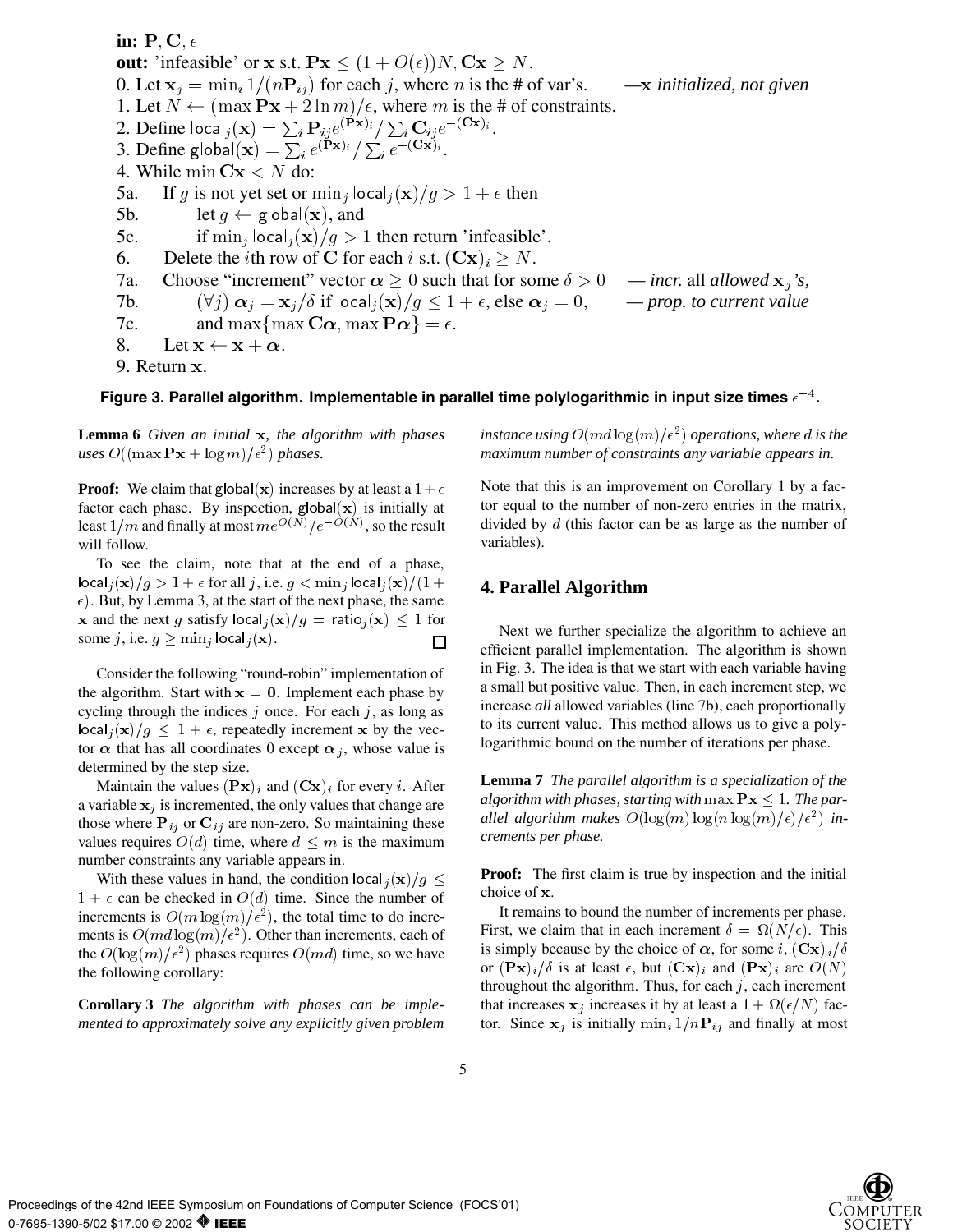**in:** $\mathbf{P}, \mathbf{C}, \epsilon$

**out:** 'infeasible' or $\mathbf{x}$ s.t. $\mathbf{P}\mathbf{x} \le (1+O(\epsilon))N, \mathbf{C}\mathbf{x} \ge N$.

0. Let $\mathbf{x}_j = \min_i 1/(n\mathbf{P}_{ij})$ for each $j$, where $n$ is the # of var's. — *$\mathbf{x}$ initialized, not given*
1. Let $N \leftarrow (\max \mathbf{P}\mathbf{x} + 2\ln m)/\epsilon$, where $m$ is the # of constraints.
2. Define $\mathsf{local}_j(\mathbf{x}) = \sum_i \mathbf{P}_{ij} e^{(\mathbf{P}\mathbf{x})_i} / \sum_i \mathbf{C}_{ij} e^{-(\mathbf{C}\mathbf{x})_i}$.
3. Define $\mathsf{global}(\mathbf{x}) = \sum_i e^{(\mathbf{P}\mathbf{x})_i} / \sum_i e^{-(\mathbf{C}\mathbf{x})_i}$.
4. While $\min \mathbf{C}\mathbf{x} < N$ do:

5a. If $g$ is not yet set or $\min_j \mathsf{local}_j(\mathbf{x})/g > 1+\epsilon$ then

5b. let $g \leftarrow \mathsf{global}(\mathbf{x})$, and

5c. if $\min_j \mathsf{local}_j(\mathbf{x})/g > 1$ then return 'infeasible'.

6. Delete the $i$th row of $\mathbf{C}$ for each $i$ s.t. $(\mathbf{C}\mathbf{x})_i \ge N$.

7a. Choose "increment" vector $\boldsymbol{\alpha} \ge 0$ such that for some $\delta > 0$ — *incr.* all *allowed $\mathbf{x}_j$'s,*

7b. $(\forall j)\ \boldsymbol{\alpha}_j = \mathbf{x}_j/\delta$ if $\mathsf{local}_j(\mathbf{x})/g \le 1+\epsilon$, else $\boldsymbol{\alpha}_j = 0$, — *prop. to current value*

7c. and $\max\{\max \mathbf{C}\boldsymbol{\alpha}, \max \mathbf{P}\boldsymbol{\alpha}\} = \epsilon$.

8. Let $\mathbf{x} \leftarrow \mathbf{x} + \boldsymbol{\alpha}$.
9. Return $\mathbf{x}$.

**Figure 3. Parallel algorithm. Implementable in parallel time polylogarithmic in input size times $\epsilon^{-4}$.**

**Lemma 6** *Given an initial $\mathbf{x}$, the algorithm with phases uses $O((\max \mathbf{P}\mathbf{x} + \log m)/\epsilon^2)$ phases.*

**Proof:** We claim that $\mathsf{global}(\mathbf{x})$ increases by at least a $1+\epsilon$ factor each phase. By inspection, $\mathsf{global}(\mathbf{x})$ is initially at least $1/m$ and finally at most $me^{O(N)}/e^{-O(N)}$, so the result will follow.

To see the claim, note that at the end of a phase, $\mathsf{local}_j(\mathbf{x})/g > 1+\epsilon$ for all $j$, i.e. $g < \min_j \mathsf{local}_j(\mathbf{x})/(1+\epsilon)$. But, by Lemma 3, at the start of the next phase, the same $\mathbf{x}$ and the next $g$ satisfy $\mathsf{local}_j(\mathbf{x})/g = \mathsf{ratio}_j(\mathbf{x}) \le 1$ for some $j$, i.e. $g \ge \min_j \mathsf{local}_j(\mathbf{x})$. □

Consider the following "round-robin" implementation of the algorithm. Start with $\mathbf{x} = \mathbf{0}$. Implement each phase by cycling through the indices $j$ once. For each $j$, as long as $\mathsf{local}_j(\mathbf{x})/g \le 1+\epsilon$, repeatedly increment $\mathbf{x}$ by the vector $\boldsymbol{\alpha}$ that has all coordinates 0 except $\boldsymbol{\alpha}_j$, whose value is determined by the step size.

Maintain the values $(\mathbf{P}\mathbf{x})_i$ and $(\mathbf{C}\mathbf{x})_i$ for every $i$. After a variable $\mathbf{x}_j$ is incremented, the only values that change are those where $\mathbf{P}_{ij}$ or $\mathbf{C}_{ij}$ are non-zero. So maintaining these values requires $O(d)$ time, where $d \le m$ is the maximum number constraints any variable appears in.

With these values in hand, the condition $\mathsf{local}_j(\mathbf{x})/g \le 1+\epsilon$ can be checked in $O(d)$ time. Since the number of increments is $O(m\log(m)/\epsilon^2)$, the total time to do increments is $O(md\log(m)/\epsilon^2)$. Other than increments, each of the $O(\log(m)/\epsilon^2)$ phases requires $O(md)$ time, so we have the following corollary:

**Corollary 3** *The algorithm with phases can be implemented to approximately solve any explicitly given problem instance using $O(md\log(m)/\epsilon^2)$ operations, where $d$ is the maximum number of constraints any variable appears in.*

Note that this is an improvement on Corollary 1 by a factor equal to the number of non-zero entries in the matrix, divided by $d$ (this factor can be as large as the number of variables).

## 4. Parallel Algorithm

Next we further specialize the algorithm to achieve an efficient parallel implementation. The algorithm is shown in Fig. 3. The idea is that we start with each variable having a small but positive value. Then, in each increment step, we increase *all* allowed variables (line 7b), each proportionally to its current value. This method allows us to give a polylogarithmic bound on the number of iterations per phase.

**Lemma 7** *The parallel algorithm is a specialization of the algorithm with phases, starting with $\max \mathbf{P}\mathbf{x} \le 1$. The parallel algorithm makes $O(\log(m)\log(n\log(m)/\epsilon)/\epsilon^2)$ increments per phase.*

**Proof:** The first claim is true by inspection and the initial choice of $\mathbf{x}$.

It remains to bound the number of increments per phase. First, we claim that in each increment $\delta = \Omega(N/\epsilon)$. This is simply because by the choice of $\boldsymbol{\alpha}$, for some $i$, $(\mathbf{C}\mathbf{x})_i/\delta$ or $(\mathbf{P}\mathbf{x})_i/\delta$ is at least $\epsilon$, but $(\mathbf{C}\mathbf{x})_i$ and $(\mathbf{P}\mathbf{x})_i$ are $O(N)$ throughout the algorithm. Thus, for each $j$, each increment that increases $\mathbf{x}_j$ increases it by at least a $1+\Omega(\epsilon/N)$ factor. Since $\mathbf{x}_j$ is initially $\min_i 1/n\mathbf{P}_{ij}$ and finally at most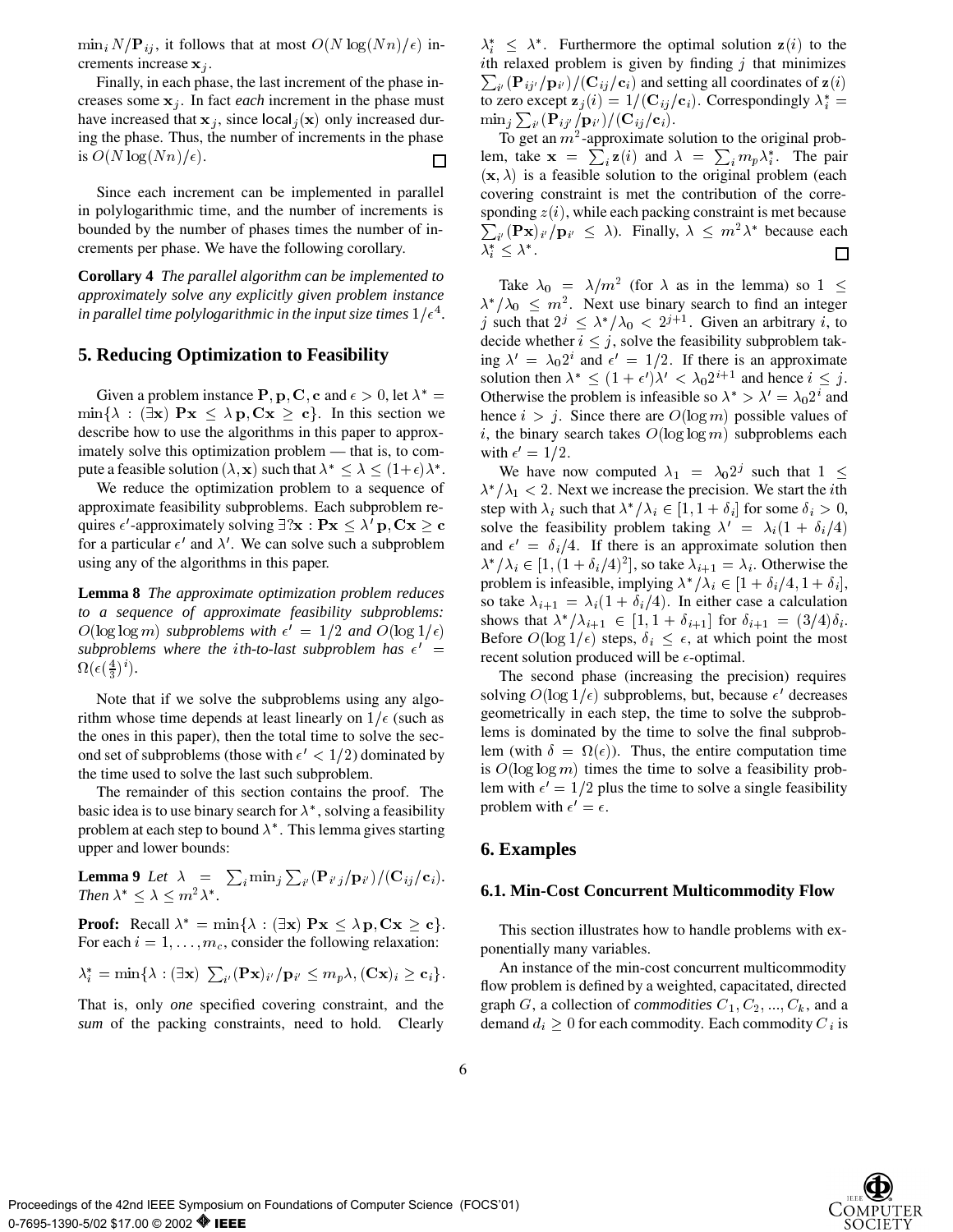$\min_i N/\mathbf{P}_{ij}$, it follows that at most $O(N \log(Nn)/\epsilon)$ increments increase $\mathbf{x}_j$.

Finally, in each phase, the last increment of the phase increases some $\mathbf{x}_j$. In fact *each* increment in the phase must have increased that $\mathbf{x}_j$, since $\mathsf{local}_j(\mathbf{x})$ only increased during the phase. Thus, the number of increments in the phase is $O(N \log(Nn)/\epsilon)$. □

Since each increment can be implemented in parallel in polylogarithmic time, and the number of increments is bounded by the number of phases times the number of increments per phase. We have the following corollary.

**Corollary 4** *The parallel algorithm can be implemented to approximately solve any explicitly given problem instance in parallel time polylogarithmic in the input size times $1/\epsilon^4$.*

## 5. Reducing Optimization to Feasibility

Given a problem instance $\mathbf{P}, \mathbf{p}, \mathbf{C}, \mathbf{c}$ and $\epsilon > 0$, let $\lambda^* = \min\{\lambda : (\exists \mathbf{x})\ \mathbf{Px} \le \lambda\, \mathbf{p}, \mathbf{Cx} \ge \mathbf{c}\}$. In this section we describe how to use the algorithms in this paper to approximately solve this optimization problem — that is, to compute a feasible solution $(\lambda, \mathbf{x})$ such that $\lambda^* \le \lambda \le (1+\epsilon)\lambda^*$.

We reduce the optimization problem to a sequence of approximate feasibility subproblems. Each subproblem requires $\epsilon'$-approximately solving $\exists ?\mathbf{x} : \mathbf{Px} \le \lambda' \mathbf{p}, \mathbf{Cx} \ge \mathbf{c}$ for a particular $\epsilon'$ and $\lambda'$. We can solve such a subproblem using any of the algorithms in this paper.

**Lemma 8** *The approximate optimization problem reduces to a sequence of approximate feasibility subproblems: $O(\log \log m)$ subproblems with $\epsilon' = 1/2$ and $O(\log 1/\epsilon)$ subproblems where the $i$th-to-last subproblem has $\epsilon' = \Omega(\epsilon(\frac{4}{3})^i)$.*

Note that if we solve the subproblems using any algorithm whose time depends at least linearly on $1/\epsilon$ (such as the ones in this paper), then the total time to solve the second set of subproblems (those with $\epsilon' < 1/2$) dominated by the time used to solve the last such subproblem.

The remainder of this section contains the proof. The basic idea is to use binary search for $\lambda^*$, solving a feasibility problem at each step to bound $\lambda^*$. This lemma gives starting upper and lower bounds:

**Lemma 9** *Let $\lambda = \sum_i \min_j \sum_{i'} (\mathbf{P}_{i'j}/\mathbf{p}_{i'})/(\mathbf{C}_{ij}/\mathbf{c}_i)$. Then $\lambda^* \le \lambda \le m^2 \lambda^*$.*

**Proof:** Recall $\lambda^* = \min\{\lambda : (\exists \mathbf{x})\ \mathbf{Px} \le \lambda\, \mathbf{p}, \mathbf{Cx} \ge \mathbf{c}\}$. For each $i = 1, \ldots, m_c$, consider the following relaxation:

$$\lambda_i^* = \min\{\lambda : (\exists \mathbf{x})\ \textstyle\sum_{i'} (\mathbf{Px})_{i'}/\mathbf{p}_{i'} \le m_p \lambda, (\mathbf{Cx})_i \ge \mathbf{c}_i\}.$$

That is, only *one* specified covering constraint, and the *sum* of the packing constraints, need to hold. Clearly $\lambda_i^* \le \lambda^*$. Furthermore the optimal solution $\mathbf{z}(i)$ to the $i$th relaxed problem is given by finding $j$ that minimizes $\sum_{i'} (\mathbf{P}_{i'j}/\mathbf{p}_{i'})/(\mathbf{C}_{ij}/\mathbf{c}_i)$ and setting all coordinates of $\mathbf{z}(i)$ to zero except $\mathbf{z}_j(i) = 1/(\mathbf{C}_{ij}/\mathbf{c}_i)$. Correspondingly $\lambda_i^* = \min_j \sum_{i'} (\mathbf{P}_{i'j}/\mathbf{p}_{i'})/(\mathbf{C}_{ij}/\mathbf{c}_i)$.

To get an $m^2$-approximate solution to the original problem, take $\mathbf{x} = \sum_i \mathbf{z}(i)$ and $\lambda = \sum_i m_p \lambda_i^*$. The pair $(\mathbf{x}, \lambda)$ is a feasible solution to the original problem (each covering constraint is met the contribution of the corresponding $z(i)$, while each packing constraint is met because $\sum_{i'} (\mathbf{Px})_{i'}/\mathbf{p}_{i'} \le \lambda$). Finally, $\lambda \le m^2 \lambda^*$ because each $\lambda_i^* \le \lambda^*$. □

Take $\lambda_0 = \lambda/m^2$ (for $\lambda$ as in the lemma) so $1 \le \lambda^*/\lambda_0 \le m^2$. Next use binary search to find an integer $j$ such that $2^j \le \lambda^*/\lambda_0 < 2^{j+1}$. Given an arbitrary $i$, to decide whether $i \le j$, solve the feasibility subproblem taking $\lambda' = \lambda_0 2^i$ and $\epsilon' = 1/2$. If there is an approximate solution then $\lambda^* \le (1+\epsilon')\lambda' < \lambda_0 2^{i+1}$ and hence $i \le j$. Otherwise the problem is infeasible so $\lambda^* > \lambda' = \lambda_0 2^i$ and hence $i > j$. Since there are $O(\log m)$ possible values of $i$, the binary search takes $O(\log \log m)$ subproblems each with $\epsilon' = 1/2$.

We have now computed $\lambda_1 = \lambda_0 2^j$ such that $1 \le \lambda^*/\lambda_1 < 2$. Next we increase the precision. We start the $i$th step with $\lambda_i$ such that $\lambda^*/\lambda_i \in [1, 1+\delta_i]$ for some $\delta_i > 0$, solve the feasibility problem taking $\lambda' = \lambda_i(1+\delta_i/4)$ and $\epsilon' = \delta_i/4$. If there is an approximate solution then $\lambda^*/\lambda_i \in [1, (1+\delta_i/4)^2]$, so take $\lambda_{i+1} = \lambda_i$. Otherwise the problem is infeasible, implying $\lambda^*/\lambda_i \in [1+\delta_i/4, 1+\delta_i]$, so take $\lambda_{i+1} = \lambda_i(1+\delta_i/4)$. In either case a calculation shows that $\lambda^*/\lambda_{i+1} \in [1, 1+\delta_{i+1}]$ for $\delta_{i+1} = (3/4)\delta_i$. Before $O(\log 1/\epsilon)$ steps, $\delta_i \le \epsilon$, at which point the most recent solution produced will be $\epsilon$-optimal.

The second phase (increasing the precision) requires solving $O(\log 1/\epsilon)$ subproblems, but, because $\epsilon'$ decreases geometrically in each step, the time to solve the subproblems is dominated by the time to solve the final subproblem (with $\delta = \Omega(\epsilon)$). Thus, the entire computation time is $O(\log \log m)$ times the time to solve a feasibility problem with $\epsilon' = 1/2$ plus the time to solve a single feasibility problem with $\epsilon' = \epsilon$.

## 6. Examples

### 6.1. Min-Cost Concurrent Multicommodity Flow

This section illustrates how to handle problems with exponentially many variables.

An instance of the min-cost concurrent multicommodity flow problem is defined by a weighted, capacitated, directed graph $G$, a collection of *commodities* $C_1, C_2, ..., C_k$, and a demand $d_i \ge 0$ for each commodity. Each commodity $C_i$ is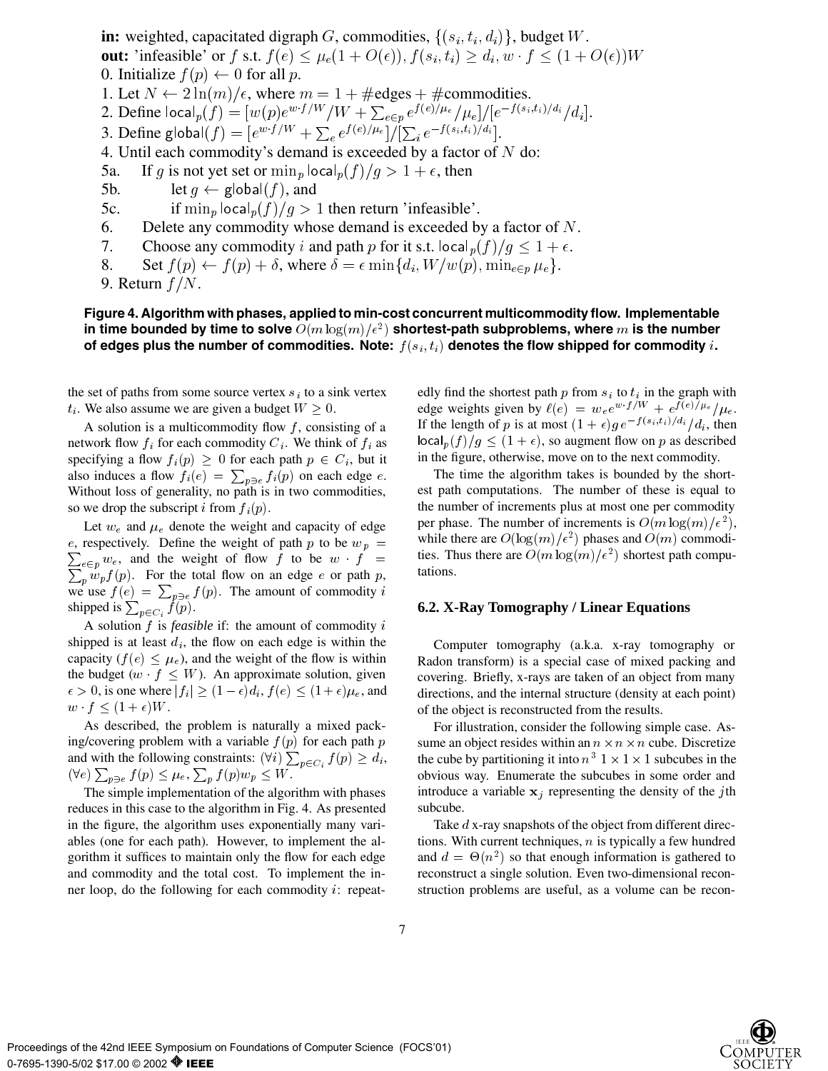**in:** weighted, capacitated digraph $G$, commodities, $\{(s_i, t_i, d_i)\}$, budget $W$.
**out:** 'infeasible' or $f$ s.t. $f(e) \le \mu_e(1+O(\epsilon)), f(s_i,t_i) \ge d_i, w \cdot f \le (1+O(\epsilon))W$

0. Initialize $f(p) \leftarrow 0$ for all $p$.
1. Let $N \leftarrow 2\ln(m)/\epsilon$, where $m = 1 + \#\text{edges} + \#\text{commodities}$.
2. Define $\mathsf{local}_p(f) = [w(p)e^{w\cdot f/W}/W + \sum_{e\in p} e^{f(e)/\mu_e}/\mu_e]/[e^{-f(s_i,t_i)/d_i}/d_i]$.
3. Define $\mathsf{global}(f) = [e^{w\cdot f/W} + \sum_e e^{f(e)/\mu_e}]/[\sum_i e^{-f(s_i,t_i)/d_i}]$.
4. Until each commodity's demand is exceeded by a factor of $N$ do:
5a. If $g$ is not yet set or $\min_p \mathsf{local}_p(f)/g > 1+\epsilon$, then
5b. let $g \leftarrow \mathsf{global}(f)$, and
5c. if $\min_p \mathsf{local}_p(f)/g > 1$ then return 'infeasible'.
6. Delete any commodity whose demand is exceeded by a factor of $N$.
7. Choose any commodity $i$ and path $p$ for it s.t. $\mathsf{local}_p(f)/g \le 1+\epsilon$.
8. Set $f(p) \leftarrow f(p) + \delta$, where $\delta = \epsilon \min\{d_i, W/w(p), \min_{e\in p} \mu_e\}$.
9. Return $f/N$.

**Figure 4. Algorithm with phases, applied to min-cost concurrent multicommodity flow. Implementable in time bounded by time to solve $O(m\log(m)/\epsilon^2)$ shortest-path subproblems, where $m$ is the number of edges plus the number of commodities. Note: $f(s_i, t_i)$ denotes the flow shipped for commodity $i$.**

the set of paths from some source vertex $s_i$ to a sink vertex $t_i$. We also assume we are given a budget $W \ge 0$.

A solution is a multicommodity flow $f$, consisting of a network flow $f_i$ for each commodity $C_i$. We think of $f_i$ as specifying a flow $f_i(p) \ge 0$ for each path $p \in C_i$, but it also induces a flow $f_i(e) = \sum_{p\ni e} f_i(p)$ on each edge $e$. Without loss of generality, no path is in two commodities, so we drop the subscript $i$ from $f_i(p)$.

Let $w_e$ and $\mu_e$ denote the weight and capacity of edge $e$, respectively. Define the weight of path $p$ to be $w_p = \sum_{e\in p} w_e$, and the weight of flow $f$ to be $w \cdot f = \sum_p w_p f(p)$. For the total flow on an edge $e$ or path $p$, we use $f(e) = \sum_{p\ni e} f(p)$. The amount of commodity $i$ shipped is $\sum_{p\in C_i} f(p)$.

A solution $f$ is *feasible* if: the amount of commodity $i$ shipped is at least $d_i$, the flow on each edge is within the capacity ($f(e) \le \mu_e$), and the weight of the flow is within the budget ($w \cdot f \le W$). An approximate solution, given $\epsilon > 0$, is one where $|f_i| \ge (1-\epsilon)d_i$, $f(e) \le (1+\epsilon)\mu_e$, and $w \cdot f \le (1+\epsilon)W$.

As described, the problem is naturally a mixed packing/covering problem with a variable $f(p)$ for each path $p$ and with the following constraints: $(\forall i) \sum_{p\in C_i} f(p) \ge d_i$, $(\forall e) \sum_{p\ni e} f(p) \le \mu_e$, $\sum_p f(p)w_p \le W$.

The simple implementation of the algorithm with phases reduces in this case to the algorithm in Fig. 4. As presented in the figure, the algorithm uses exponentially many variables (one for each path). However, to implement the algorithm it suffices to maintain only the flow for each edge and commodity and the total cost. To implement the inner loop, do the following for each commodity $i$: repeatedly find the shortest path $p$ from $s_i$ to $t_i$ in the graph with edge weights given by $\ell(e) = w_e e^{w\cdot f/W} + e^{f(e)/\mu_e}/\mu_e$. If the length of $p$ is at most $(1+\epsilon)g\, e^{-f(s_i,t_i)/d_i}/d_i$, then $\mathsf{local}_p(f)/g \le (1+\epsilon)$, so augment flow on $p$ as described in the figure, otherwise, move on to the next commodity.

The time the algorithm takes is bounded by the shortest path computations. The number of these is equal to the number of increments plus at most one per commodity per phase. The number of increments is $O(m\log(m)/\epsilon^2)$, while there are $O(\log(m)/\epsilon^2)$ phases and $O(m)$ commodities. Thus there are $O(m\log(m)/\epsilon^2)$ shortest path computations.

### 6.2. X-Ray Tomography / Linear Equations

Computer tomography (a.k.a. x-ray tomography or Radon transform) is a special case of mixed packing and covering. Briefly, x-rays are taken of an object from many directions, and the internal structure (density at each point) of the object is reconstructed from the results.

For illustration, consider the following simple case. Assume an object resides within an $n \times n \times n$ cube. Discretize the cube by partitioning it into $n^3$ $1\times 1\times 1$ subcubes in the obvious way. Enumerate the subcubes in some order and introduce a variable $\mathbf{x}_j$ representing the density of the $j$th subcube.

Take $d$ x-ray snapshots of the object from different directions. With current techniques, $n$ is typically a few hundred and $d = \Theta(n^2)$ so that enough information is gathered to reconstruct a single solution. Even two-dimensional reconstruction problems are useful, as a volume can be recon-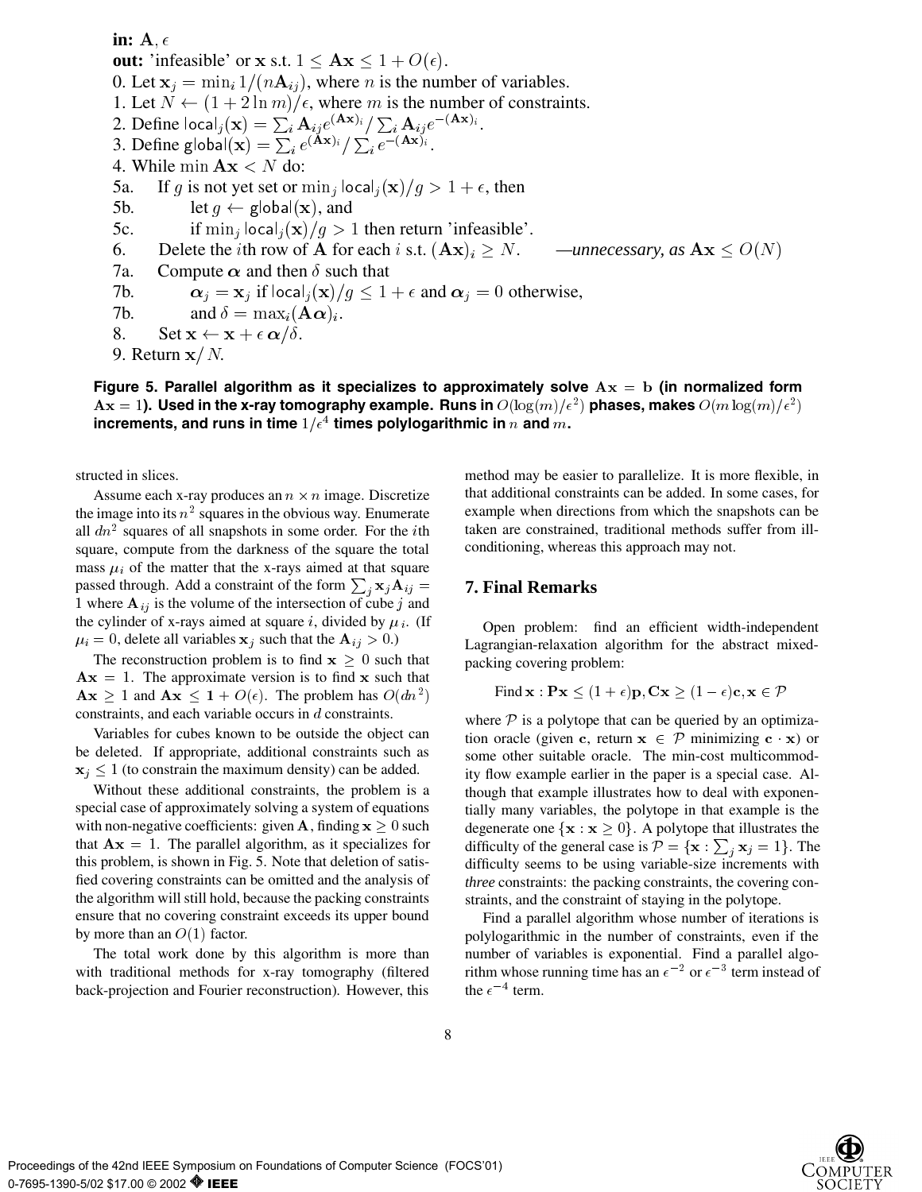**in:** $\mathbf{A}, \epsilon$
**out:** 'infeasible' or $\mathbf{x}$ s.t. $1 \leq \mathbf{A}\mathbf{x} \leq 1 + O(\epsilon)$.
0. Let $\mathbf{x}_j = \min_i 1/(n\mathbf{A}_{ij})$, where $n$ is the number of variables.
1. Let $N \leftarrow (1 + 2\ln m)/\epsilon$, where $m$ is the number of constraints.
2. Define $\mathsf{local}_j(\mathbf{x}) = \sum_i \mathbf{A}_{ij} e^{(\mathbf{A}\mathbf{x})_i} / \sum_i \mathbf{A}_{ij} e^{-(\mathbf{A}\mathbf{x})_i}$.
3. Define $\mathsf{global}(\mathbf{x}) = \sum_i e^{(\mathbf{A}\mathbf{x})_i} / \sum_i e^{-(\mathbf{A}\mathbf{x})_i}$.
4. While $\min \mathbf{A}\mathbf{x} < N$ do:
5a. If $g$ is not yet set or $\min_j \mathsf{local}_j(\mathbf{x})/g > 1 + \epsilon$, then
5b. let $g \leftarrow \mathsf{global}(\mathbf{x})$, and
5c. if $\min_j \mathsf{local}_j(\mathbf{x})/g > 1$ then return 'infeasible'.
6. Delete the $i$th row of $\mathbf{A}$ for each $i$ s.t. $(\mathbf{A}\mathbf{x})_i \geq N$. *—unnecessary, as* $\mathbf{A}\mathbf{x} \leq O(N)$
7a. Compute $\boldsymbol{\alpha}$ and then $\delta$ such that
7b. $\boldsymbol{\alpha}_j = \mathbf{x}_j$ if $\mathsf{local}_j(\mathbf{x})/g \leq 1 + \epsilon$ and $\boldsymbol{\alpha}_j = 0$ otherwise,
7b. and $\delta = \max_i (\mathbf{A}\boldsymbol{\alpha})_i$.
8. Set $\mathbf{x} \leftarrow \mathbf{x} + \epsilon\,\boldsymbol{\alpha}/\delta$.
9. Return $\mathbf{x}/N$.

**Figure 5. Parallel algorithm as it specializes to approximately solve $\mathbf{A}\mathbf{x} = \mathbf{b}$ (in normalized form $\mathbf{A}\mathbf{x} = 1$). Used in the x-ray tomography example. Runs in $O(\log(m)/\epsilon^2)$ phases, makes $O(m\log(m)/\epsilon^2)$ increments, and runs in time $1/\epsilon^4$ times polylogarithmic in $n$ and $m$.**

structed in slices.

Assume each x-ray produces an $n \times n$ image. Discretize the image into its $n^2$ squares in the obvious way. Enumerate all $dn^2$ squares of all snapshots in some order. For the $i$th square, compute from the darkness of the square the total mass $\mu_i$ of the matter that the x-rays aimed at that square passed through. Add a constraint of the form $\sum_j \mathbf{x}_j \mathbf{A}_{ij} = 1$ where $\mathbf{A}_{ij}$ is the volume of the intersection of cube $j$ and the cylinder of x-rays aimed at square $i$, divided by $\mu_i$. (If $\mu_i = 0$, delete all variables $\mathbf{x}_j$ such that the $\mathbf{A}_{ij} > 0$.)

The reconstruction problem is to find $\mathbf{x} \geq 0$ such that $\mathbf{A}\mathbf{x} = 1$. The approximate version is to find $\mathbf{x}$ such that $\mathbf{A}\mathbf{x} \geq 1$ and $\mathbf{A}\mathbf{x} \leq \mathbf{1} + O(\epsilon)$. The problem has $O(dn^2)$ constraints, and each variable occurs in $d$ constraints.

Variables for cubes known to be outside the object can be deleted. If appropriate, additional constraints such as $\mathbf{x}_j \leq 1$ (to constrain the maximum density) can be added.

Without these additional constraints, the problem is a special case of approximately solving a system of equations with non-negative coefficients: given $\mathbf{A}$, finding $\mathbf{x} \geq 0$ such that $\mathbf{A}\mathbf{x} = 1$. The parallel algorithm, as it specializes for this problem, is shown in Fig. 5. Note that deletion of satisfied covering constraints can be omitted and the analysis of the algorithm will still hold, because the packing constraints ensure that no covering constraint exceeds its upper bound by more than an $O(1)$ factor.

The total work done by this algorithm is more than with traditional methods for x-ray tomography (filtered back-projection and Fourier reconstruction). However, this method may be easier to parallelize. It is more flexible, in that additional constraints can be added. In some cases, for example when directions from which the snapshots can be taken are constrained, traditional methods suffer from ill-conditioning, whereas this approach may not.

## 7. Final Remarks

Open problem: find an efficient width-independent Lagrangian-relaxation algorithm for the abstract mixed-packing covering problem:

$$\text{Find } \mathbf{x} : \mathbf{P}\mathbf{x} \leq (1+\epsilon)\mathbf{p}, \mathbf{C}\mathbf{x} \geq (1-\epsilon)\mathbf{c}, \mathbf{x} \in \mathcal{P}$$

where $\mathcal{P}$ is a polytope that can be queried by an optimization oracle (given $\mathbf{c}$, return $\mathbf{x} \in \mathcal{P}$ minimizing $\mathbf{c} \cdot \mathbf{x}$) or some other suitable oracle. The min-cost multicommodity flow example earlier in the paper is a special case. Although that example illustrates how to deal with exponentially many variables, the polytope in that example is the degenerate one $\{\mathbf{x} : \mathbf{x} \geq 0\}$. A polytope that illustrates the difficulty of the general case is $\mathcal{P} = \{\mathbf{x} : \sum_j \mathbf{x}_j = 1\}$. The difficulty seems to be using variable-size increments with *three* constraints: the packing constraints, the covering constraints, and the constraint of staying in the polytope.

Find a parallel algorithm whose number of iterations is polylogarithmic in the number of constraints, even if the number of variables is exponential. Find a parallel algorithm whose running time has an $\epsilon^{-2}$ or $\epsilon^{-3}$ term instead of the $\epsilon^{-4}$ term.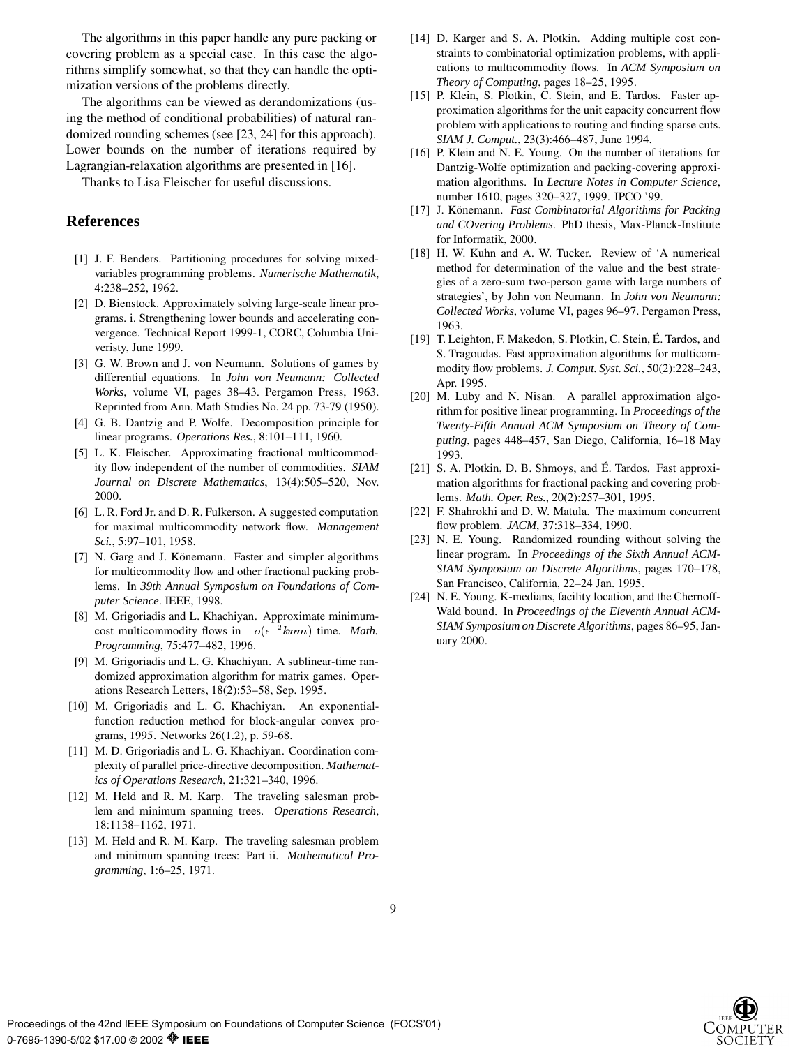The algorithms in this paper handle any pure packing or covering problem as a special case. In this case the algorithms simplify somewhat, so that they can handle the optimization versions of the problems directly.

The algorithms can be viewed as derandomizations (using the method of conditional probabilities) of natural randomized rounding schemes (see [23, 24] for this approach). Lower bounds on the number of iterations required by Lagrangian-relaxation algorithms are presented in [16].

Thanks to Lisa Fleischer for useful discussions.

## References

[1] J. F. Benders. Partitioning procedures for solving mixed-variables programming problems. *Numerische Mathematik*, 4:238–252, 1962.

[2] D. Bienstock. Approximately solving large-scale linear programs. i. Strengthening lower bounds and accelerating convergence. Technical Report 1999-1, CORC, Columbia Univeristy, June 1999.

[3] G. W. Brown and J. von Neumann. Solutions of games by differential equations. In *John von Neumann: Collected Works*, volume VI, pages 38–43. Pergamon Press, 1963. Reprinted from Ann. Math Studies No. 24 pp. 73-79 (1950).

[4] G. B. Dantzig and P. Wolfe. Decomposition principle for linear programs. *Operations Res.*, 8:101–111, 1960.

[5] L. K. Fleischer. Approximating fractional multicommodity flow independent of the number of commodities. *SIAM Journal on Discrete Mathematics*, 13(4):505–520, Nov. 2000.

[6] L. R. Ford Jr. and D. R. Fulkerson. A suggested computation for maximal multicommodity network flow. *Management Sci.*, 5:97–101, 1958.

[7] N. Garg and J. Könemann. Faster and simpler algorithms for multicommodity flow and other fractional packing problems. In *39th Annual Symposium on Foundations of Computer Science*. IEEE, 1998.

[8] M. Grigoriadis and L. Khachiyan. Approximate minimum-cost multicommodity flows in $o(\epsilon^{-2}knm)$ time. *Math. Programming*, 75:477–482, 1996.

[9] M. Grigoriadis and L. G. Khachiyan. A sublinear-time randomized approximation algorithm for matrix games. Operations Research Letters, 18(2):53–58, Sep. 1995.

[10] M. Grigoriadis and L. G. Khachiyan. An exponential-function reduction method for block-angular convex programs, 1995. Networks 26(1.2), p. 59-68.

[11] M. D. Grigoriadis and L. G. Khachiyan. Coordination complexity of parallel price-directive decomposition. *Mathematics of Operations Research*, 21:321–340, 1996.

[12] M. Held and R. M. Karp. The traveling salesman problem and minimum spanning trees. *Operations Research*, 18:1138–1162, 1971.

[13] M. Held and R. M. Karp. The traveling salesman problem and minimum spanning trees: Part ii. *Mathematical Programming*, 1:6–25, 1971.

[14] D. Karger and S. A. Plotkin. Adding multiple cost constraints to combinatorial optimization problems, with applications to multicommodity flows. In *ACM Symposium on Theory of Computing*, pages 18–25, 1995.

[15] P. Klein, S. Plotkin, C. Stein, and E. Tardos. Faster approximation algorithms for the unit capacity concurrent flow problem with applications to routing and finding sparse cuts. *SIAM J. Comput.*, 23(3):466–487, June 1994.

[16] P. Klein and N. E. Young. On the number of iterations for Dantzig-Wolfe optimization and packing-covering approximation algorithms. In *Lecture Notes in Computer Science*, number 1610, pages 320–327, 1999. IPCO '99.

[17] J. Könemann. *Fast Combinatorial Algorithms for Packing and COvering Problems*. PhD thesis, Max-Planck-Institute for Informatik, 2000.

[18] H. W. Kuhn and A. W. Tucker. Review of 'A numerical method for determination of the value and the best strategies of a zero-sum two-person game with large numbers of strategies', by John von Neumann. In *John von Neumann: Collected Works*, volume VI, pages 96–97. Pergamon Press, 1963.

[19] T. Leighton, F. Makedon, S. Plotkin, C. Stein, É. Tardos, and S. Tragoudas. Fast approximation algorithms for multicommodity flow problems. *J. Comput. Syst. Sci.*, 50(2):228–243, Apr. 1995.

[20] M. Luby and N. Nisan. A parallel approximation algorithm for positive linear programming. In *Proceedings of the Twenty-Fifth Annual ACM Symposium on Theory of Computing*, pages 448–457, San Diego, California, 16–18 May 1993.

[21] S. A. Plotkin, D. B. Shmoys, and É. Tardos. Fast approximation algorithms for fractional packing and covering problems. *Math. Oper. Res.*, 20(2):257–301, 1995.

[22] F. Shahrokhi and D. W. Matula. The maximum concurrent flow problem. *JACM*, 37:318–334, 1990.

[23] N. E. Young. Randomized rounding without solving the linear program. In *Proceedings of the Sixth Annual ACM-SIAM Symposium on Discrete Algorithms*, pages 170–178, San Francisco, California, 22–24 Jan. 1995.

[24] N. E. Young. K-medians, facility location, and the Chernoff-Wald bound. In *Proceedings of the Eleventh Annual ACM-SIAM Symposium on Discrete Algorithms*, pages 86–95, January 2000.